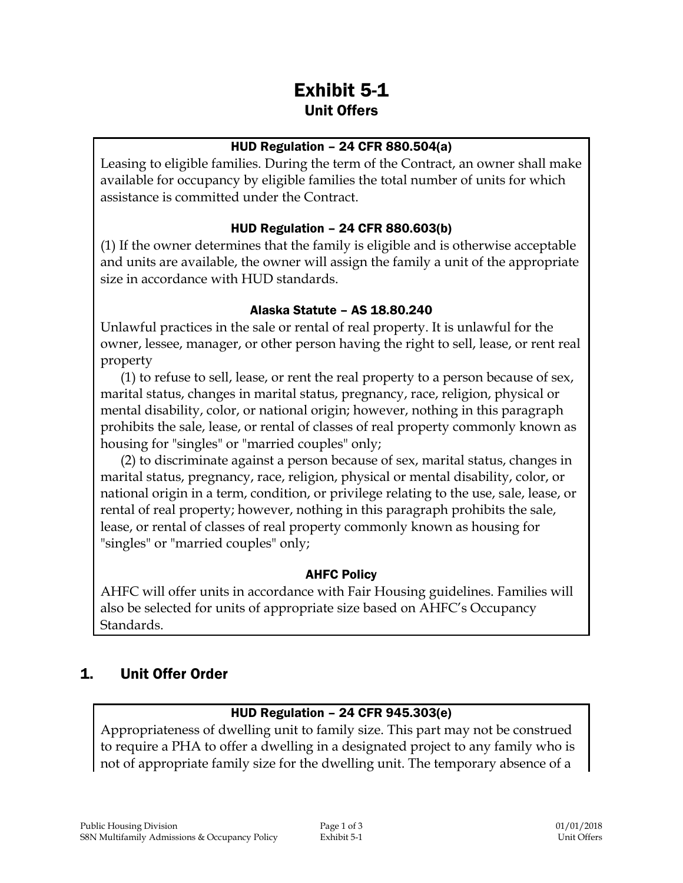# Exhibit 5-1

## Unit Offers

#### HUD Regulation – 24 CFR 880.504(a)

Leasing to eligible families. During the term of the Contract, an owner shall make available for occupancy by eligible families the total number of units for which assistance is committed under the Contract.

#### HUD Regulation – 24 CFR 880.603(b)

(1) If the owner determines that the family is eligible and is otherwise acceptable and units are available, the owner will assign the family a unit of the appropriate size in accordance with HUD standards.

#### Alaska Statute – AS 18.80.240

Unlawful practices in the sale or rental of real property. It is unlawful for the owner, lessee, manager, or other person having the right to sell, lease, or rent real property

(1) to refuse to sell, lease, or rent the real property to a person because of sex, marital status, changes in marital status, pregnancy, race, religion, physical or mental disability, color, or national origin; however, nothing in this paragraph prohibits the sale, lease, or rental of classes of real property commonly known as housing for "singles" or "married couples" only;

(2) to discriminate against a person because of sex, marital status, changes in marital status, pregnancy, race, religion, physical or mental disability, color, or national origin in a term, condition, or privilege relating to the use, sale, lease, or rental of real property; however, nothing in this paragraph prohibits the sale, lease, or rental of classes of real property commonly known as housing for "singles" or "married couples" only;

#### AHFC Policy

AHFC will offer units in accordance with Fair Housing guidelines. Families will also be selected for units of appropriate size based on AHFC's Occupancy Standards.

## 1. Unit Offer Order

#### HUD Regulation – 24 CFR 945.303(e)

Appropriateness of dwelling unit to family size. This part may not be construed to require a PHA to offer a dwelling in a designated project to any family who is not of appropriate family size for the dwelling unit. The temporary absence of a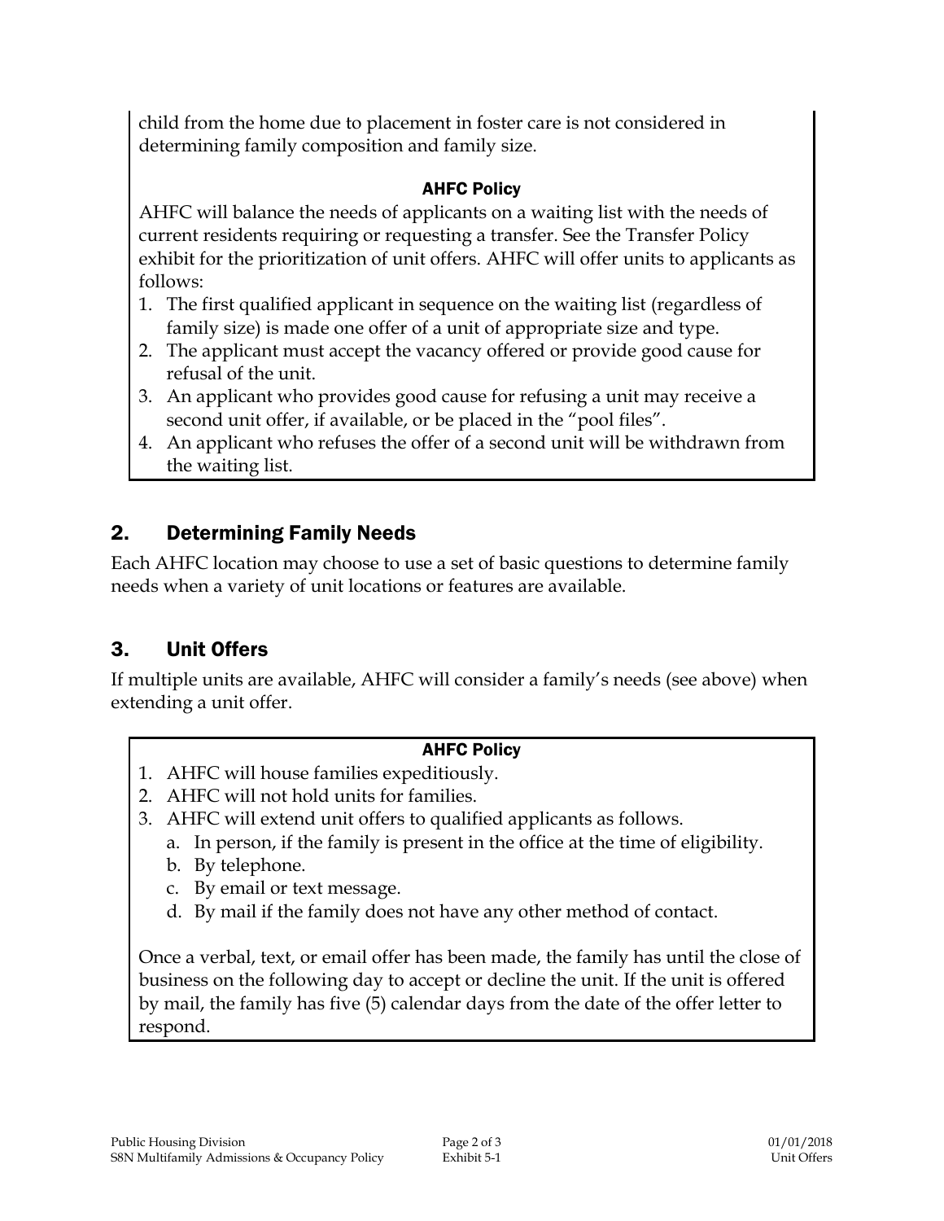child from the home due to placement in foster care is not considered in determining family composition and family size.

**AHFC Policy**

AHFC will balance the needs of applicants on a waiting list with the needs of current residents requiring or requesting a transfer. See the Transfer Policy exhibit for the prioritization of unit offers. AHFC will offer units to applicants as follows:

1. The first qualified applicant in sequence on the waiting list (regardless of family size) is made one offer of a unit of appropriate size and type.
2. The applicant must accept the vacancy offered or provide good cause for refusal of the unit.
3. An applicant who provides good cause for refusing a unit may receive a second unit offer, if available, or be placed in the "pool files".
4. An applicant who refuses the offer of a second unit will be withdrawn from the waiting list.

## 2. Determining Family Needs

Each AHFC location may choose to use a set of basic questions to determine family needs when a variety of unit locations or features are available.

## 3. Unit Offers

If multiple units are available, AHFC will consider a family's needs (see above) when extending a unit offer.

**AHFC Policy**

1. AHFC will house families expeditiously.
2. AHFC will not hold units for families.
3. AHFC will extend unit offers to qualified applicants as follows.
   a. In person, if the family is present in the office at the time of eligibility.
   b. By telephone.
   c. By email or text message.
   d. By mail if the family does not have any other method of contact.

Once a verbal, text, or email offer has been made, the family has until the close of business on the following day to accept or decline the unit. If the unit is offered by mail, the family has five (5) calendar days from the date of the offer letter to respond.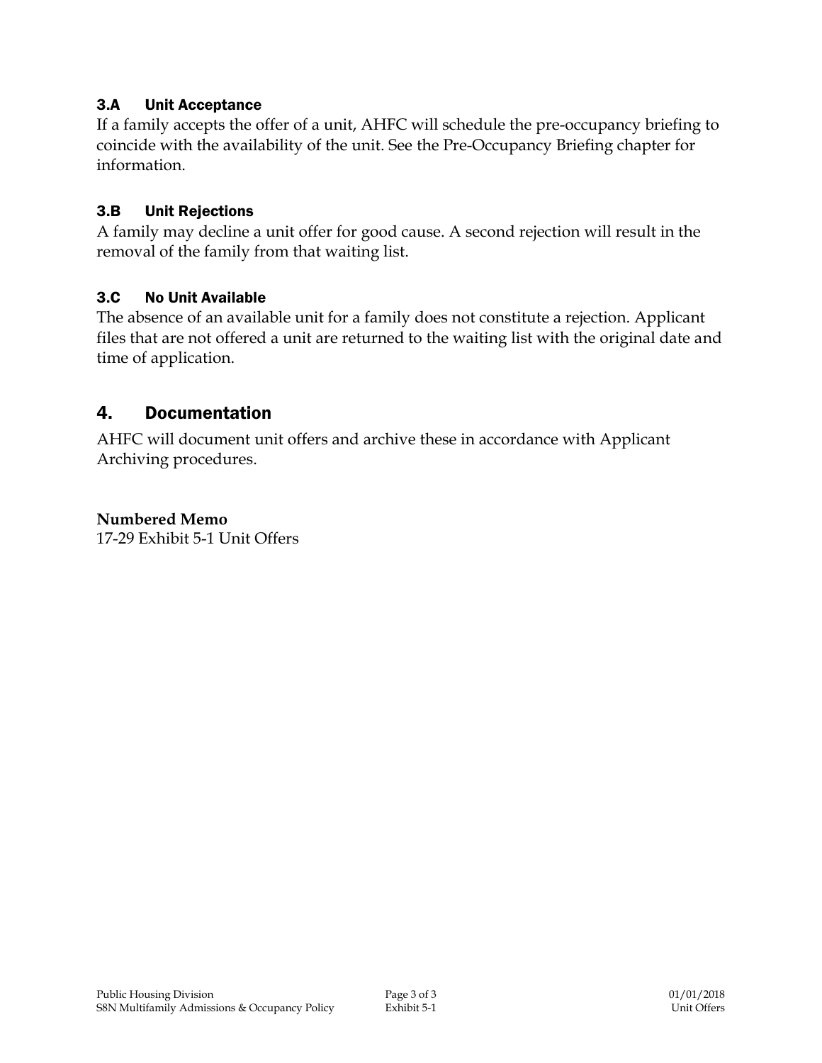### 3.A Unit Acceptance

If a family accepts the offer of a unit, AHFC will schedule the pre-occupancy briefing to coincide with the availability of the unit. See the Pre-Occupancy Briefing chapter for information.

### 3.B Unit Rejections

A family may decline a unit offer for good cause. A second rejection will result in the removal of the family from that waiting list.

### 3.C No Unit Available

The absence of an available unit for a family does not constitute a rejection. Applicant files that are not offered a unit are returned to the waiting list with the original date and time of application.

## 4. Documentation

AHFC will document unit offers and archive these in accordance with Applicant Archiving procedures.

**Numbered Memo**
17-29 Exhibit 5-1 Unit Offers